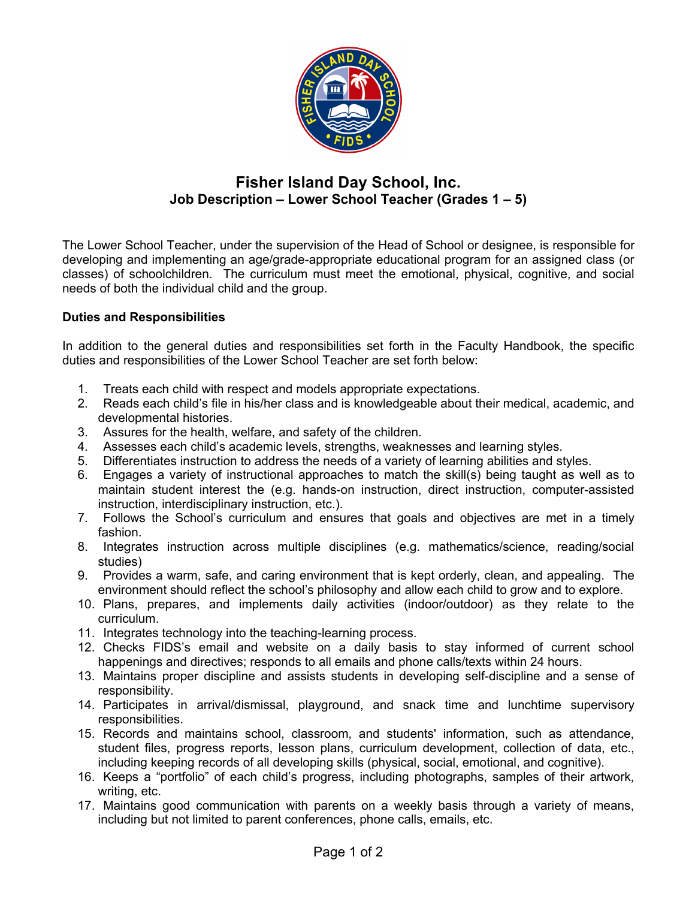# Fisher Island Day School, Inc.

## Job Description – Lower School Teacher (Grades 1 – 5)

The Lower School Teacher, under the supervision of the Head of School or designee, is responsible for developing and implementing an age/grade-appropriate educational program for an assigned class (or classes) of schoolchildren. The curriculum must meet the emotional, physical, cognitive, and social needs of both the individual child and the group.

**Duties and Responsibilities**

In addition to the general duties and responsibilities set forth in the Faculty Handbook, the specific duties and responsibilities of the Lower School Teacher are set forth below:

1. Treats each child with respect and models appropriate expectations.
2. Reads each child's file in his/her class and is knowledgeable about their medical, academic, and developmental histories.
3. Assures for the health, welfare, and safety of the children.
4. Assesses each child's academic levels, strengths, weaknesses and learning styles.
5. Differentiates instruction to address the needs of a variety of learning abilities and styles.
6. Engages a variety of instructional approaches to match the skill(s) being taught as well as to maintain student interest the (e.g. hands-on instruction, direct instruction, computer-assisted instruction, interdisciplinary instruction, etc.).
7. Follows the School's curriculum and ensures that goals and objectives are met in a timely fashion.
8. Integrates instruction across multiple disciplines (e.g. mathematics/science, reading/social studies)
9. Provides a warm, safe, and caring environment that is kept orderly, clean, and appealing. The environment should reflect the school's philosophy and allow each child to grow and to explore.
10. Plans, prepares, and implements daily activities (indoor/outdoor) as they relate to the curriculum.
11. Integrates technology into the teaching-learning process.
12. Checks FIDS's email and website on a daily basis to stay informed of current school happenings and directives; responds to all emails and phone calls/texts within 24 hours.
13. Maintains proper discipline and assists students in developing self-discipline and a sense of responsibility.
14. Participates in arrival/dismissal, playground, and snack time and lunchtime supervisory responsibilities.
15. Records and maintains school, classroom, and students' information, such as attendance, student files, progress reports, lesson plans, curriculum development, collection of data, etc., including keeping records of all developing skills (physical, social, emotional, and cognitive).
16. Keeps a "portfolio" of each child's progress, including photographs, samples of their artwork, writing, etc.
17. Maintains good communication with parents on a weekly basis through a variety of means, including but not limited to parent conferences, phone calls, emails, etc.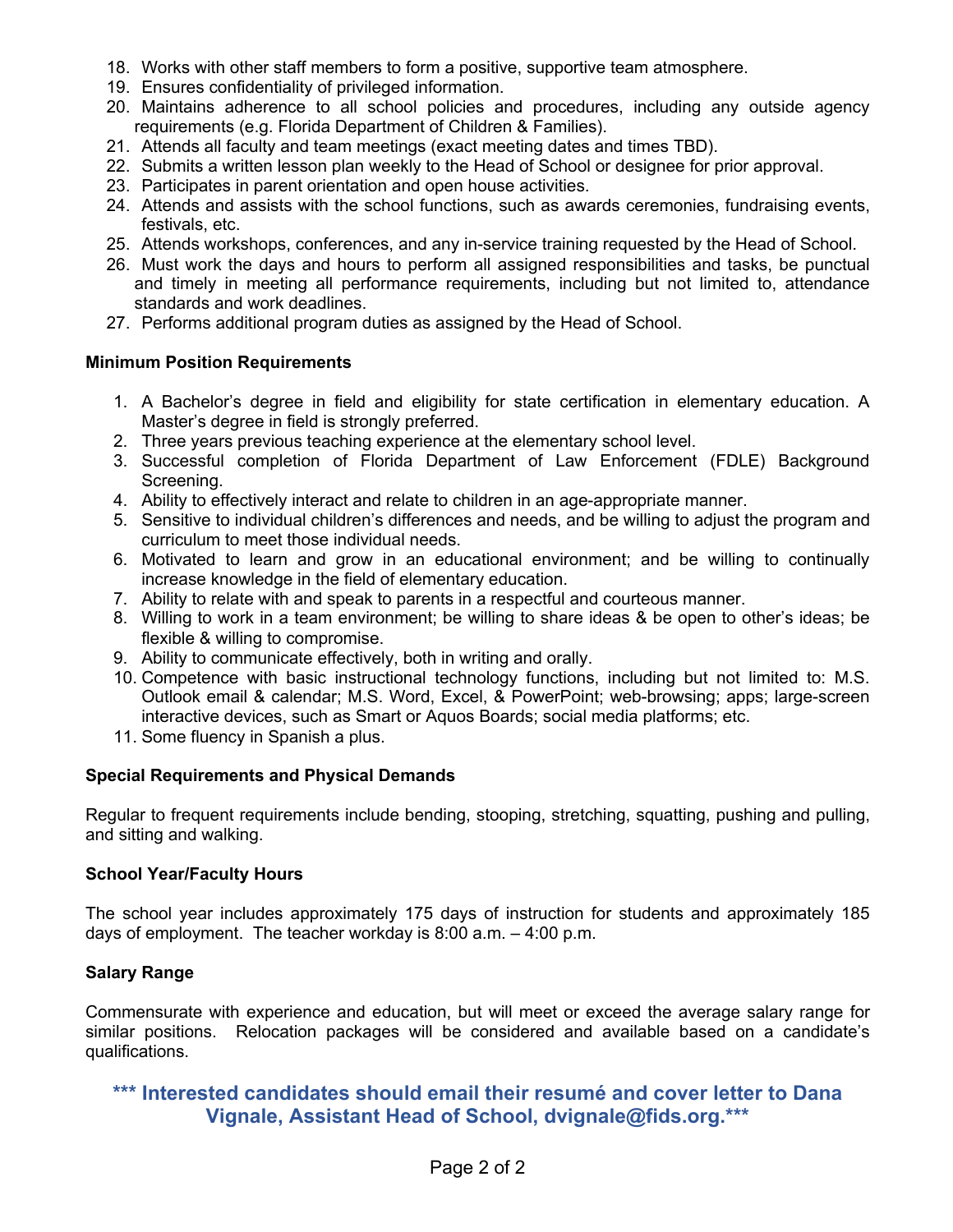18. Works with other staff members to form a positive, supportive team atmosphere.
19. Ensures confidentiality of privileged information.
20. Maintains adherence to all school policies and procedures, including any outside agency requirements (e.g. Florida Department of Children & Families).
21. Attends all faculty and team meetings (exact meeting dates and times TBD).
22. Submits a written lesson plan weekly to the Head of School or designee for prior approval.
23. Participates in parent orientation and open house activities.
24. Attends and assists with the school functions, such as awards ceremonies, fundraising events, festivals, etc.
25. Attends workshops, conferences, and any in-service training requested by the Head of School.
26. Must work the days and hours to perform all assigned responsibilities and tasks, be punctual and timely in meeting all performance requirements, including but not limited to, attendance standards and work deadlines.
27. Performs additional program duties as assigned by the Head of School.

**Minimum Position Requirements**

1. A Bachelor's degree in field and eligibility for state certification in elementary education. A Master's degree in field is strongly preferred.
2. Three years previous teaching experience at the elementary school level.
3. Successful completion of Florida Department of Law Enforcement (FDLE) Background Screening.
4. Ability to effectively interact and relate to children in an age-appropriate manner.
5. Sensitive to individual children's differences and needs, and be willing to adjust the program and curriculum to meet those individual needs.
6. Motivated to learn and grow in an educational environment; and be willing to continually increase knowledge in the field of elementary education.
7. Ability to relate with and speak to parents in a respectful and courteous manner.
8. Willing to work in a team environment; be willing to share ideas & be open to other's ideas; be flexible & willing to compromise.
9. Ability to communicate effectively, both in writing and orally.
10. Competence with basic instructional technology functions, including but not limited to: M.S. Outlook email & calendar; M.S. Word, Excel, & PowerPoint; web-browsing; apps; large-screen interactive devices, such as Smart or Aquos Boards; social media platforms; etc.
11. Some fluency in Spanish a plus.

**Special Requirements and Physical Demands**

Regular to frequent requirements include bending, stooping, stretching, squatting, pushing and pulling, and sitting and walking.

**School Year/Faculty Hours**

The school year includes approximately 175 days of instruction for students and approximately 185 days of employment. The teacher workday is 8:00 a.m. – 4:00 p.m.

**Salary Range**

Commensurate with experience and education, but will meet or exceed the average salary range for similar positions. Relocation packages will be considered and available based on a candidate's qualifications.

**\*\*\* Interested candidates should email their resumé and cover letter to Dana Vignale, Assistant Head of School, dvignale@fids.org.\*\*\***